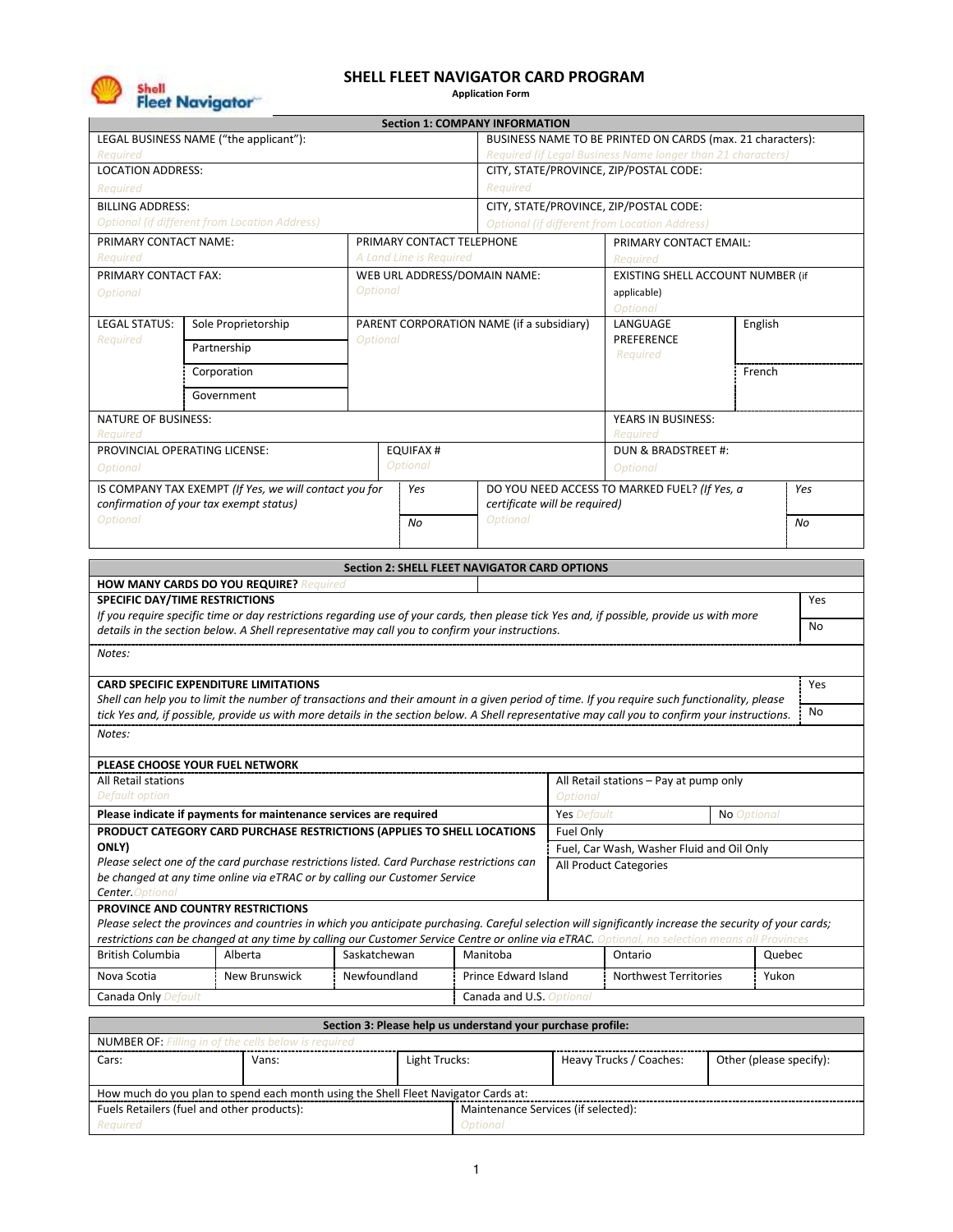# SHELL FLEET NAVIGATOR CARD PROGRAM

**Application Form**

| **Section 1: COMPANY INFORMATION** | | | | |
|---|---|---|---|---|
| LEGAL BUSINESS NAME ("the applicant"): *Required* | | BUSINESS NAME TO BE PRINTED ON CARDS (max. 21 characters): *Required (if Legal Business Name longer than 21 characters)* | | |
| LOCATION ADDRESS: *Required* | | CITY, STATE/PROVINCE, ZIP/POSTAL CODE: *Required* | | |
| BILLING ADDRESS: *Optional (if different from Location Address)* | | CITY, STATE/PROVINCE, ZIP/POSTAL CODE: *Optional (if different from Location Address)* | | |
| PRIMARY CONTACT NAME: *Required* | PRIMARY CONTACT TELEPHONE *A Land Line is Required* | | PRIMARY CONTACT EMAIL: *Required* | |
| PRIMARY CONTACT FAX: *Optional* | WEB URL ADDRESS/DOMAIN NAME: *Optional* | | EXISTING SHELL ACCOUNT NUMBER (if applicable) *Optional* | |
| LEGAL STATUS: *Required* | Sole Proprietorship / Partnership / Corporation / Government | PARENT CORPORATION NAME (if a subsidiary) *Optional* | LANGUAGE PREFERENCE *Required* | English / French |
| NATURE OF BUSINESS: *Required* | | | YEARS IN BUSINESS: *Required* | |
| PROVINCIAL OPERATING LICENSE: *Optional* | EQUIFAX # *Optional* | | DUN & BRADSTREET #: *Optional* | |
| IS COMPANY TAX EXEMPT *(If Yes, we will contact you for confirmation of your tax exempt status)* *Optional* | *Yes* / *No* | DO YOU NEED ACCESS TO MARKED FUEL? *(If Yes, a certificate will be required)* *Optional* | | *Yes* / *No* |

| **Section 2: SHELL FLEET NAVIGATOR CARD OPTIONS** | | |
|---|---|---|
| **HOW MANY CARDS DO YOU REQUIRE?** *Required* | | |
| **SPECIFIC DAY/TIME RESTRICTIONS** *If you require specific time or day restrictions regarding use of your cards, then please tick Yes and, if possible, provide us with more details in the section below. A Shell representative may call you to confirm your instructions.* | | Yes / No |
| *Notes:* | | |
| **CARD SPECIFIC EXPENDITURE LIMITATIONS** *Shell can help you to limit the number of transactions and their amount in a given period of time. If you require such functionality, please tick Yes and, if possible, provide us with more details in the section below. A Shell representative may call you to confirm your instructions.* | | Yes / No |
| *Notes:* | | |
| **PLEASE CHOOSE YOUR FUEL NETWORK** | | |
| All Retail stations *Default option* | All Retail stations – Pay at pump only *Optional* | |
| **Please indicate if payments for maintenance services are required** | **Yes** *Default* | **No** *Optional* |
| **PRODUCT CATEGORY CARD PURCHASE RESTRICTIONS (APPLIES TO SHELL LOCATIONS ONLY)** *Please select one of the card purchase restrictions listed. Card Purchase restrictions can be changed at any time online via eTRAC or by calling our Customer Service Center.* *Optional* | Fuel Only / Fuel, Car Wash, Washer Fluid and Oil Only / All Product Categories | |

| **PROVINCE AND COUNTRY RESTRICTIONS** *Please select the provinces and countries in which you anticipate purchasing. Careful selection will significantly increase the security of your cards; restrictions can be changed at any time by calling our Customer Service Centre or online via eTRAC.* *Optional, no selection means all Provinces* | | | | | |
|---|---|---|---|---|---|
| British Columbia | Alberta | Saskatchewan | Manitoba | Ontario | Quebec |
| Nova Scotia | New Brunswick | Newfoundland | Prince Edward Island | Northwest Territories | Yukon |
| Canada Only *Default* | | | Canada and U.S. *Optional* | | |

| **Section 3: Please help us understand your purchase profile:** | | | | |
|---|---|---|---|---|
| NUMBER OF: *Filling in of the cells below is required* | | | | |
| Cars: | Vans: | Light Trucks: | Heavy Trucks / Coaches: | Other (please specify): |
| How much do you plan to spend each month using the Shell Fleet Navigator Cards at: | | | | |
| Fuels Retailers (fuel and other products): *Required* | | Maintenance Services (if selected): *Optional* | | |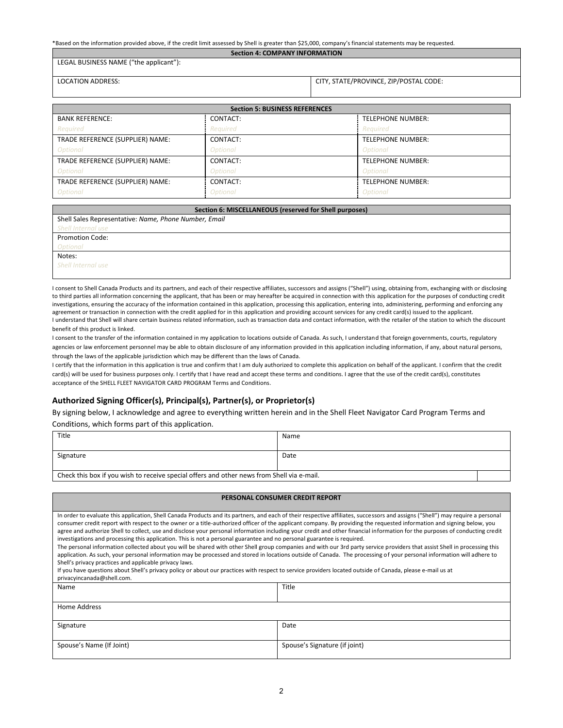*Based on the information provided above, if the credit limit assessed by Shell is greater than $25,000, company's financial statements may be requested.

| Section 4: COMPANY INFORMATION | |
|---|---|
| LEGAL BUSINESS NAME ("the applicant"): | |
| LOCATION ADDRESS: | CITY, STATE/PROVINCE, ZIP/POSTAL CODE: |

| Section 5: BUSINESS REFERENCES | | |
|---|---|---|
| BANK REFERENCE: *Required* | CONTACT: *Required* | TELEPHONE NUMBER: *Required* |
| TRADE REFERENCE (SUPPLIER) NAME: *Optional* | CONTACT: *Optional* | TELEPHONE NUMBER: *Optional* |
| TRADE REFERENCE (SUPPLIER) NAME: *Optional* | CONTACT: *Optional* | TELEPHONE NUMBER: *Optional* |
| TRADE REFERENCE (SUPPLIER) NAME: *Optional* | CONTACT: *Optional* | TELEPHONE NUMBER: *Optional* |

| Section 6: MISCELLANEOUS (reserved for Shell purposes) |
|---|
| Shell Sales Representative: *Name, Phone Number, Email* *Shell Internal use* |
| Promotion Code: *Optional* |
| Notes: *Shell Internal use* |

I consent to Shell Canada Products and its partners, and each of their respective affiliates, successors and assigns ("Shell") using, obtaining from, exchanging with or disclosing to third parties all information concerning the applicant, that has been or may hereafter be acquired in connection with this application for the purposes of conducting credit investigations, ensuring the accuracy of the information contained in this application, processing this application, entering into, administering, performing and enforcing any agreement or transaction in connection with the credit applied for in this application and providing account services for any credit card(s) issued to the applicant.
I understand that Shell will share certain business related information, such as transaction data and contact information, with the retailer of the station to which the discount benefit of this product is linked.
I consent to the transfer of the information contained in my application to locations outside of Canada. As such, I understand that foreign governments, courts, regulatory agencies or law enforcement personnel may be able to obtain disclosure of any information provided in this application including information, if any, about natural persons, through the laws of the applicable jurisdiction which may be different than the laws of Canada.
I certify that the information in this application is true and confirm that I am duly authorized to complete this application on behalf of the applicant. I confirm that the credit card(s) will be used for business purposes only. I certify that I have read and accept these terms and conditions. I agree that the use of the credit card(s), constitutes acceptance of the SHELL FLEET NAVIGATOR CARD PROGRAM Terms and Conditions.

### Authorized Signing Officer(s), Principal(s), Partner(s), or Proprietor(s)

By signing below, I acknowledge and agree to everything written herein and in the Shell Fleet Navigator Card Program Terms and Conditions, which forms part of this application.

| Title | Name |
|---|---|
| Signature | Date |
| Check this box if you wish to receive special offers and other news from Shell via e-mail. | ☐ |

| PERSONAL CONSUMER CREDIT REPORT | |
|---|---|
| In order to evaluate this application, Shell Canada Products and its partners, and each of their respective affiliates, successors and assigns ("Shell") may require a personal consumer credit report with respect to the owner or a title-authorized officer of the applicant company. By providing the requested information and signing below, you agree and authorize Shell to collect, use and disclose your personal information including your credit and other financial information for the purposes of conducting credit investigations and processing this application. This is not a personal guarantee and no personal guarantee is required. The personal information collected about you will be shared with other Shell group companies and with our 3rd party service providers that assist Shell in processing this application. As such, your personal information may be processed and stored in locations outside of Canada. The processing of your personal information will adhere to Shell's privacy practices and applicable privacy laws. If you have questions about Shell's privacy policy or about our practices with respect to service providers located outside of Canada, please e-mail us at privacyincanada@shell.com. | |
| Name | Title |
| Home Address | |
| Signature | Date |
| Spouse's Name (If Joint) | Spouse's Signature (if joint) |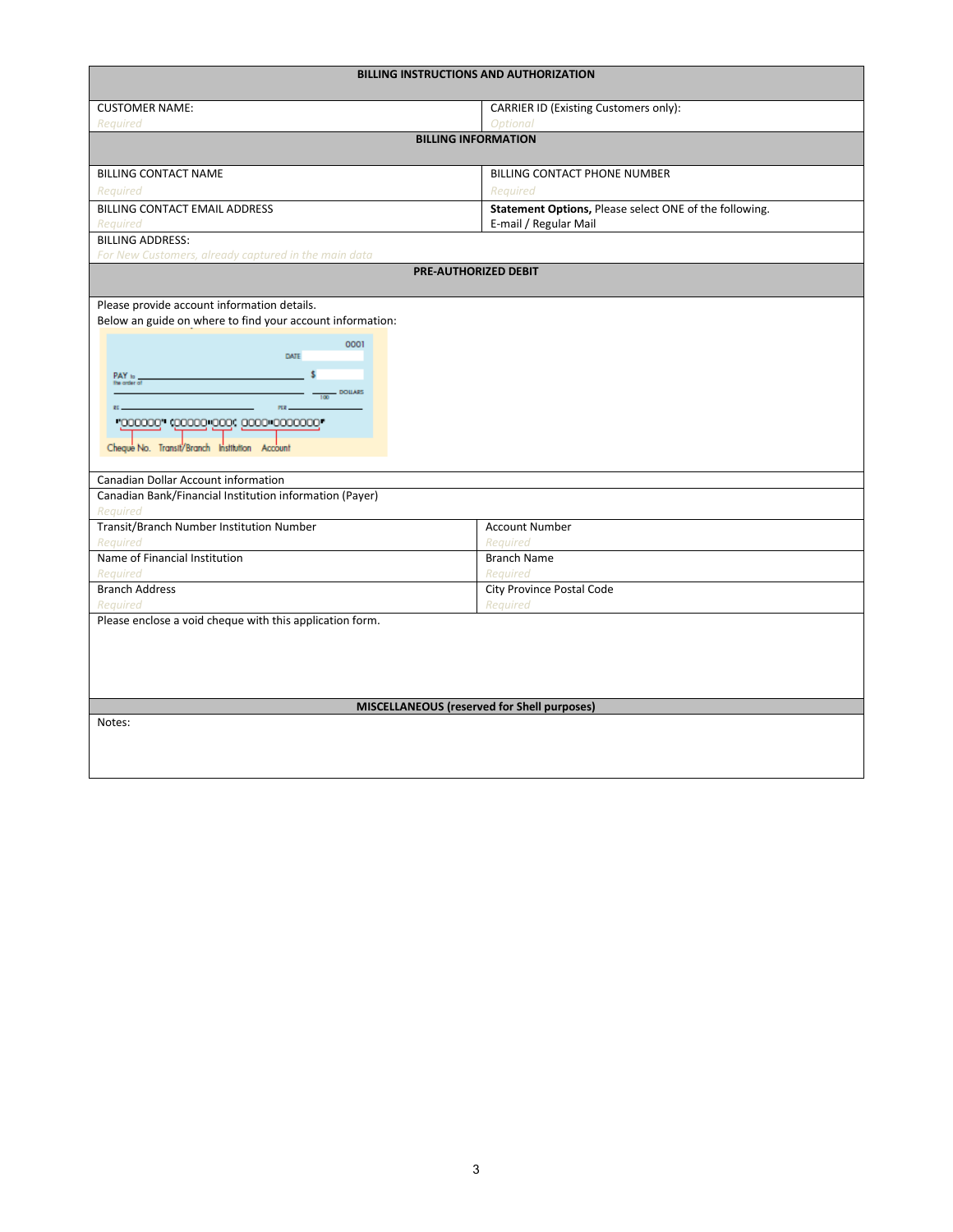## BILLING INSTRUCTIONS AND AUTHORIZATION

| CUSTOMER NAME: | CARRIER ID (Existing Customers only): |
|---|---|
| *Required* | *Optional* |

### BILLING INFORMATION

| BILLING CONTACT NAME | BILLING CONTACT PHONE NUMBER |
|---|---|
| *Required* | *Required* |
| BILLING CONTACT EMAIL ADDRESS<br>*Required* | **Statement Options,** Please select ONE of the following.<br>E-mail / Regular Mail |

BILLING ADDRESS:
*For New Customers, already captured in the main data*

### PRE-AUTHORIZED DEBIT

Please provide account information details.
Below an guide on where to find your account information:

0001
DATE
PAY to the order of $
DOLLARS
RE PER
⑈000000⑈ ⑆00000⑉000⑆ 0000⑉0000000⑈
Cheque No. Transit/Branch Institution Account

Canadian Dollar Account information

Canadian Bank/Financial Institution information (Payer)
*Required*

| Transit/Branch Number Institution Number | Account Number |
|---|---|
| *Required* | *Required* |
| Name of Financial Institution<br>*Required* | Branch Name<br>*Required* |
| Branch Address<br>*Required* | City Province Postal Code<br>*Required* |

Please enclose a void cheque with this application form.

### MISCELLANEOUS (reserved for Shell purposes)

Notes: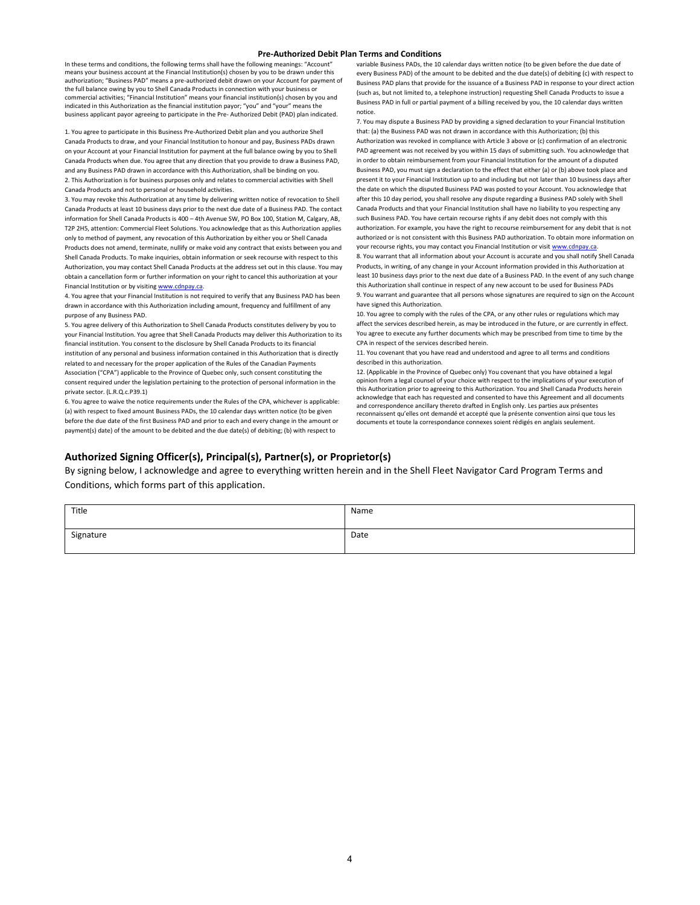### Pre-Authorized Debit Plan Terms and Conditions

In these terms and conditions, the following terms shall have the following meanings: "Account" means your business account at the Financial Institution(s) chosen by you to be drawn under this authorization; "Business PAD" means a pre-authorized debit drawn on your Account for payment of the full balance owing by you to Shell Canada Products in connection with your business or commercial activities; "Financial Institution" means your financial institution(s) chosen by you and indicated in this Authorization as the financial institution payor; "you" and "your" means the business applicant payor agreeing to participate in the Pre- Authorized Debit (PAD) plan indicated.

1. You agree to participate in this Business Pre-Authorized Debit plan and you authorize Shell Canada Products to draw, and your Financial Institution to honour and pay, Business PADs drawn on your Account at your Financial Institution for payment at the full balance owing by you to Shell Canada Products when due. You agree that any direction that you provide to draw a Business PAD, and any Business PAD drawn in accordance with this Authorization, shall be binding on you.
2. This Authorization is for business purposes only and relates to commercial activities with Shell Canada Products and not to personal or household activities.
3. You may revoke this Authorization at any time by delivering written notice of revocation to Shell Canada Products at least 10 business days prior to the next due date of a Business PAD. The contact information for Shell Canada Products is 400 – 4th Avenue SW, PO Box 100, Station M, Calgary, AB, T2P 2H5, attention: Commercial Fleet Solutions. You acknowledge that as this Authorization applies only to method of payment, any revocation of this Authorization by either you or Shell Canada Products does not amend, terminate, nullify or make void any contract that exists between you and Shell Canada Products. To make inquiries, obtain information or seek recourse with respect to this Authorization, you may contact Shell Canada Products at the address set out in this clause. You may obtain a cancellation form or further information on your right to cancel this authorization at your Financial Institution or by visiting www.cdnpay.ca.
4. You agree that your Financial Institution is not required to verify that any Business PAD has been drawn in accordance with this Authorization including amount, frequency and fulfillment of any purpose of any Business PAD.
5. You agree delivery of this Authorization to Shell Canada Products constitutes delivery by you to your Financial Institution. You agree that Shell Canada Products may deliver this Authorization to its financial institution. You consent to the disclosure by Shell Canada Products to its financial institution of any personal and business information contained in this Authorization that is directly related to and necessary for the proper application of the Rules of the Canadian Payments Association ("CPA") applicable to the Province of Quebec only, such consent constituting the consent required under the legislation pertaining to the protection of personal information in the private sector. (L.R.Q.c.P39.1)
6. You agree to waive the notice requirements under the Rules of the CPA, whichever is applicable: (a) with respect to fixed amount Business PADs, the 10 calendar days written notice (to be given before the due date of the first Business PAD and prior to each and every change in the amount or payment(s) date) of the amount to be debited and the due date(s) of debiting; (b) with respect to variable Business PADs, the 10 calendar days written notice (to be given before the due date of every Business PAD) of the amount to be debited and the due date(s) of debiting (c) with respect to Business PAD plans that provide for the issuance of a Business PAD in response to your direct action (such as, but not limited to, a telephone instruction) requesting Shell Canada Products to issue a Business PAD in full or partial payment of a billing received by you, the 10 calendar days written notice.
7. You may dispute a Business PAD by providing a signed declaration to your Financial Institution that: (a) the Business PAD was not drawn in accordance with this Authorization; (b) this Authorization was revoked in compliance with Article 3 above or (c) confirmation of an electronic PAD agreement was not received by you within 15 days of submitting such. You acknowledge that in order to obtain reimbursement from your Financial Institution for the amount of a disputed Business PAD, you must sign a declaration to the effect that either (a) or (b) above took place and present it to your Financial Institution up to and including but not later than 10 business days after the date on which the disputed Business PAD was posted to your Account. You acknowledge that after this 10 day period, you shall resolve any dispute regarding a Business PAD solely with Shell Canada Products and that your Financial Institution shall have no liability to you respecting any such Business PAD. You have certain recourse rights if any debit does not comply with this authorization. For example, you have the right to recourse reimbursement for any debit that is not authorized or is not consistent with this Business PAD authorization. To obtain more information on your recourse rights, you may contact you Financial Institution or visit www.cdnpay.ca.
8. You warrant that all information about your Account is accurate and you shall notify Shell Canada Products, in writing, of any change in your Account information provided in this Authorization at least 10 business days prior to the next due date of a Business PAD. In the event of any such change this Authorization shall continue in respect of any new account to be used for Business PADs
9. You warrant and guarantee that all persons whose signatures are required to sign on the Account have signed this Authorization.
10. You agree to comply with the rules of the CPA, or any other rules or regulations which may affect the services described herein, as may be introduced in the future, or are currently in effect. You agree to execute any further documents which may be prescribed from time to time by the CPA in respect of the services described herein.
11. You covenant that you have read and understood and agree to all terms and conditions described in this authorization.
12. (Applicable in the Province of Quebec only) You covenant that you have obtained a legal opinion from a legal counsel of your choice with respect to the implications of your execution of this Authorization prior to agreeing to this Authorization. You and Shell Canada Products herein acknowledge that each has requested and consented to have this Agreement and all documents and correspondence ancillary thereto drafted in English only. Les parties aux présentes reconnaissent qu'elles ont demandé et accepté que la présente convention ainsi que tous les documents et toute la correspondance connexes soient rédigés en anglais seulement.

## Authorized Signing Officer(s), Principal(s), Partner(s), or Proprietor(s)

By signing below, I acknowledge and agree to everything written herein and in the Shell Fleet Navigator Card Program Terms and Conditions, which forms part of this application.

| | |
|---|---|
| Title | Name |
| Signature | Date |